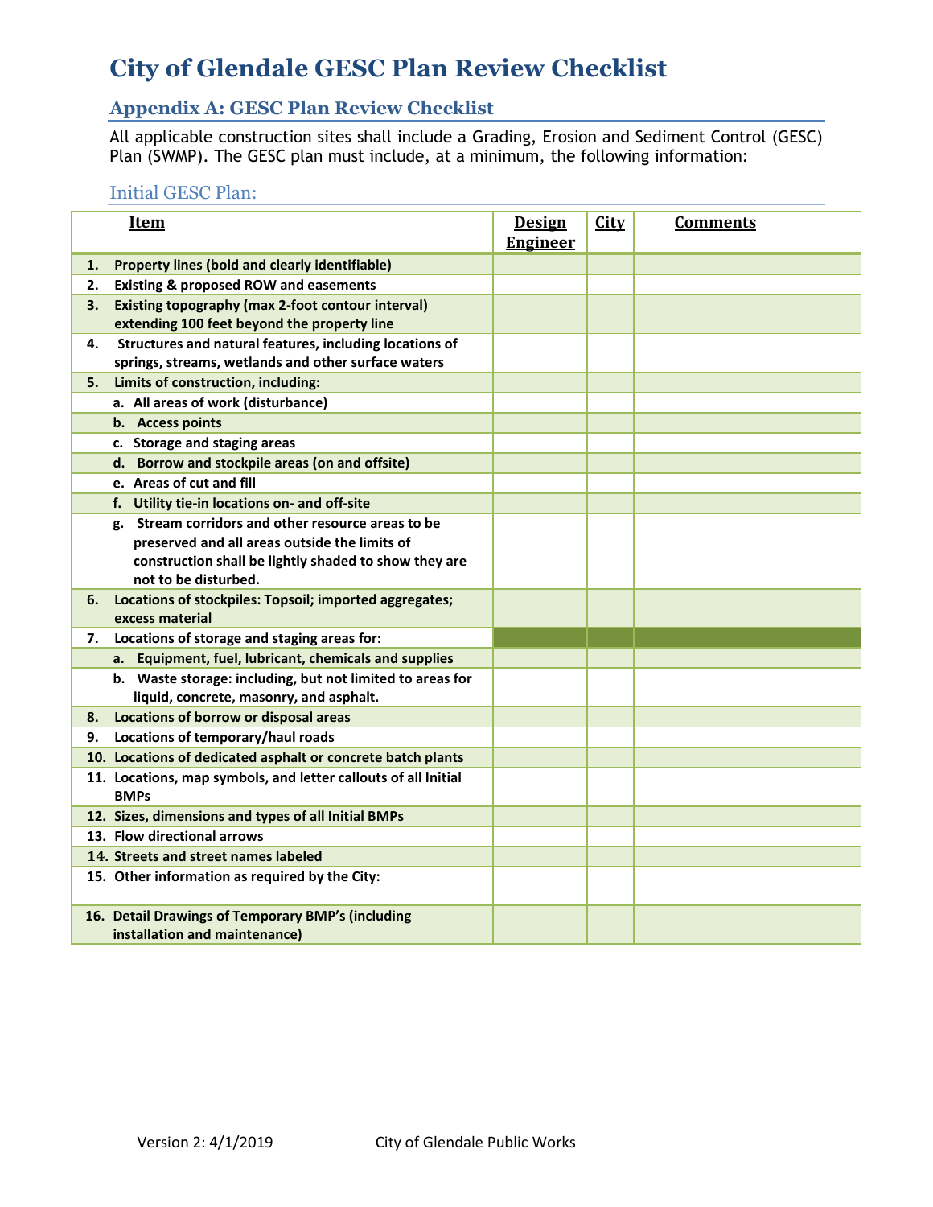# City of Glendale GESC Plan Review Checklist

## Appendix A: GESC Plan Review Checklist

All applicable construction sites shall include a Grading, Erosion and Sediment Control (GESC) Plan (SWMP). The GESC plan must include, at a minimum, the following information:

### Initial GESC Plan:

| Item | Design Engineer | City | Comments |
|---|---|---|---|
| **1. Property lines (bold and clearly identifiable)** | | | |
| **2. Existing & proposed ROW and easements** | | | |
| **3. Existing topography (max 2-foot contour interval) extending 100 feet beyond the property line** | | | |
| **4. Structures and natural features, including locations of springs, streams, wetlands and other surface waters** | | | |
| **5. Limits of construction, including:** | | | |
| **a. All areas of work (disturbance)** | | | |
| **b. Access points** | | | |
| **c. Storage and staging areas** | | | |
| **d. Borrow and stockpile areas (on and offsite)** | | | |
| **e. Areas of cut and fill** | | | |
| **f. Utility tie-in locations on- and off-site** | | | |
| **g. Stream corridors and other resource areas to be preserved and all areas outside the limits of construction shall be lightly shaded to show they are not to be disturbed.** | | | |
| **6. Locations of stockpiles: Topsoil; imported aggregates; excess material** | | | |
| **7. Locations of storage and staging areas for:** | | | |
| **a. Equipment, fuel, lubricant, chemicals and supplies** | | | |
| **b. Waste storage: including, but not limited to areas for liquid, concrete, masonry, and asphalt.** | | | |
| **8. Locations of borrow or disposal areas** | | | |
| **9. Locations of temporary/haul roads** | | | |
| **10. Locations of dedicated asphalt or concrete batch plants** | | | |
| **11. Locations, map symbols, and letter callouts of all Initial BMPs** | | | |
| **12. Sizes, dimensions and types of all Initial BMPs** | | | |
| **13. Flow directional arrows** | | | |
| **14. Streets and street names labeled** | | | |
| **15. Other information as required by the City:** | | | |
| **16. Detail Drawings of Temporary BMP's (including installation and maintenance)** | | | |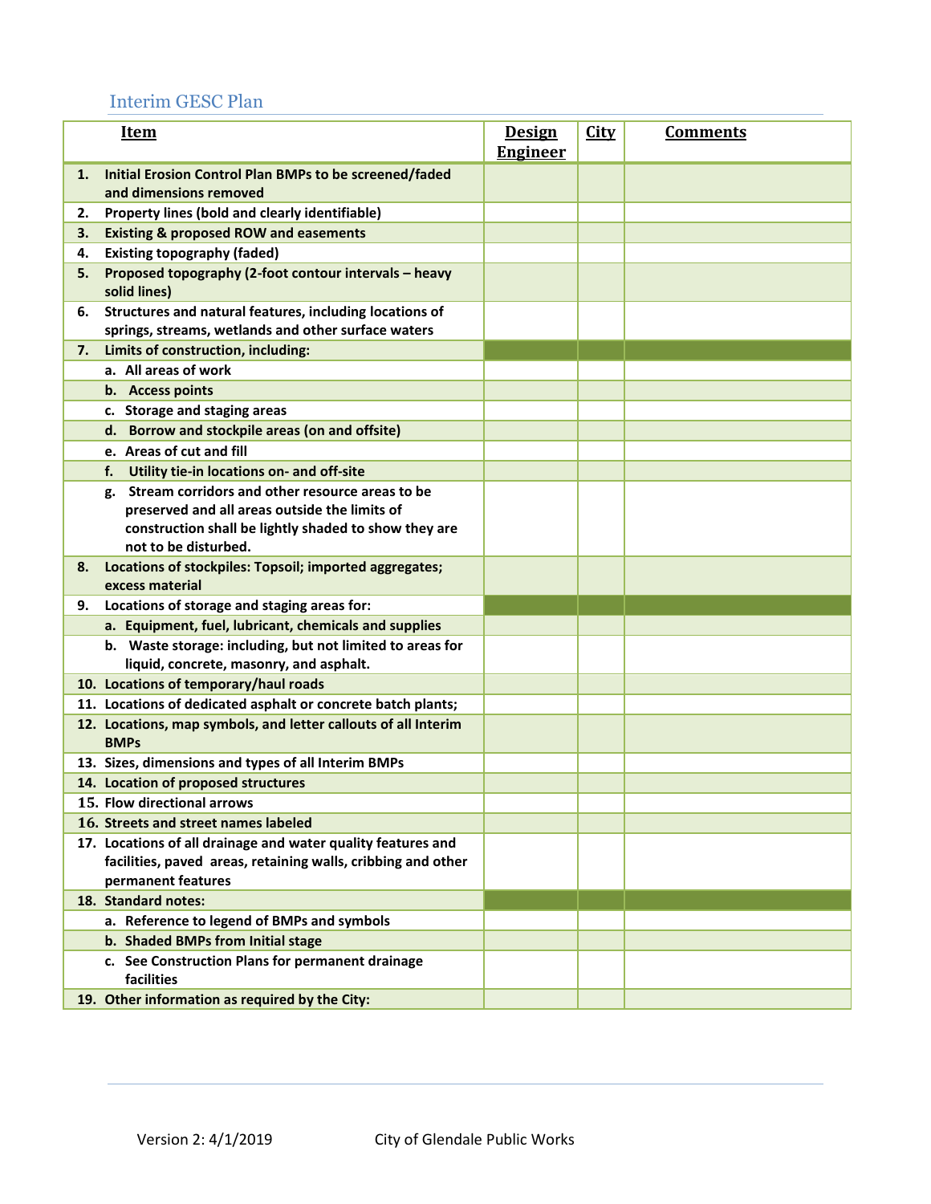## Interim GESC Plan

| Item | Design Engineer | City | Comments |
|---|---|---|---|
| **1. Initial Erosion Control Plan BMPs to be screened/faded and dimensions removed** | | | |
| **2. Property lines (bold and clearly identifiable)** | | | |
| **3. Existing & proposed ROW and easements** | | | |
| **4. Existing topography (faded)** | | | |
| **5. Proposed topography (2-foot contour intervals – heavy solid lines)** | | | |
| **6. Structures and natural features, including locations of springs, streams, wetlands and other surface waters** | | | |
| **7. Limits of construction, including:** | | | |
| **a. All areas of work** | | | |
| **b. Access points** | | | |
| **c. Storage and staging areas** | | | |
| **d. Borrow and stockpile areas (on and offsite)** | | | |
| **e. Areas of cut and fill** | | | |
| **f. Utility tie-in locations on- and off-site** | | | |
| **g. Stream corridors and other resource areas to be preserved and all areas outside the limits of construction shall be lightly shaded to show they are not to be disturbed.** | | | |
| **8. Locations of stockpiles: Topsoil; imported aggregates; excess material** | | | |
| **9. Locations of storage and staging areas for:** | | | |
| **a. Equipment, fuel, lubricant, chemicals and supplies** | | | |
| **b. Waste storage: including, but not limited to areas for liquid, concrete, masonry, and asphalt.** | | | |
| **10. Locations of temporary/haul roads** | | | |
| **11. Locations of dedicated asphalt or concrete batch plants;** | | | |
| **12. Locations, map symbols, and letter callouts of all Interim BMPs** | | | |
| **13. Sizes, dimensions and types of all Interim BMPs** | | | |
| **14. Location of proposed structures** | | | |
| **15. Flow directional arrows** | | | |
| **16. Streets and street names labeled** | | | |
| **17. Locations of all drainage and water quality features and facilities, paved areas, retaining walls, cribbing and other permanent features** | | | |
| **18. Standard notes:** | | | |
| **a. Reference to legend of BMPs and symbols** | | | |
| **b. Shaded BMPs from Initial stage** | | | |
| **c. See Construction Plans for permanent drainage facilities** | | | |
| **19. Other information as required by the City:** | | | |

Version 2: 4/1/2019 City of Glendale Public Works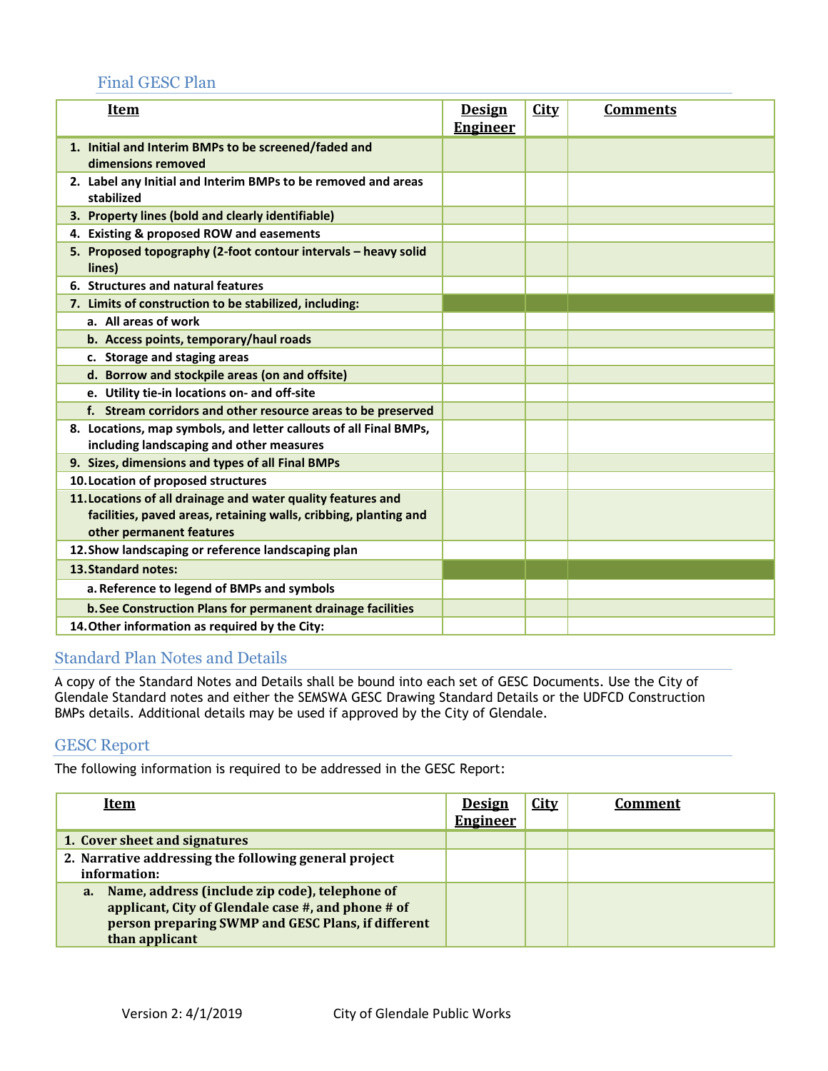## Final GESC Plan

| Item | Design Engineer | City | Comments |
|---|---|---|---|
| 1. Initial and Interim BMPs to be screened/faded and dimensions removed | | | |
| 2. Label any Initial and Interim BMPs to be removed and areas stabilized | | | |
| 3. Property lines (bold and clearly identifiable) | | | |
| 4. Existing & proposed ROW and easements | | | |
| 5. Proposed topography (2-foot contour intervals – heavy solid lines) | | | |
| 6. Structures and natural features | | | |
| 7. Limits of construction to be stabilized, including: | | | |
| a. All areas of work | | | |
| b. Access points, temporary/haul roads | | | |
| c. Storage and staging areas | | | |
| d. Borrow and stockpile areas (on and offsite) | | | |
| e. Utility tie-in locations on- and off-site | | | |
| f. Stream corridors and other resource areas to be preserved | | | |
| 8. Locations, map symbols, and letter callouts of all Final BMPs, including landscaping and other measures | | | |
| 9. Sizes, dimensions and types of all Final BMPs | | | |
| 10. Location of proposed structures | | | |
| 11. Locations of all drainage and water quality features and facilities, paved areas, retaining walls, cribbing, planting and other permanent features | | | |
| 12. Show landscaping or reference landscaping plan | | | |
| 13. Standard notes: | | | |
| a. Reference to legend of BMPs and symbols | | | |
| b. See Construction Plans for permanent drainage facilities | | | |
| 14. Other information as required by the City: | | | |

## Standard Plan Notes and Details

A copy of the Standard Notes and Details shall be bound into each set of GESC Documents. Use the City of Glendale Standard notes and either the SEMSWA GESC Drawing Standard Details or the UDFCD Construction BMPs details. Additional details may be used if approved by the City of Glendale.

## GESC Report

The following information is required to be addressed in the GESC Report:

| Item | Design Engineer | City | Comment |
|---|---|---|---|
| 1. Cover sheet and signatures | | | |
| 2. Narrative addressing the following general project information: | | | |
| a. Name, address (include zip code), telephone of applicant, City of Glendale case #, and phone # of person preparing SWMP and GESC Plans, if different than applicant | | | |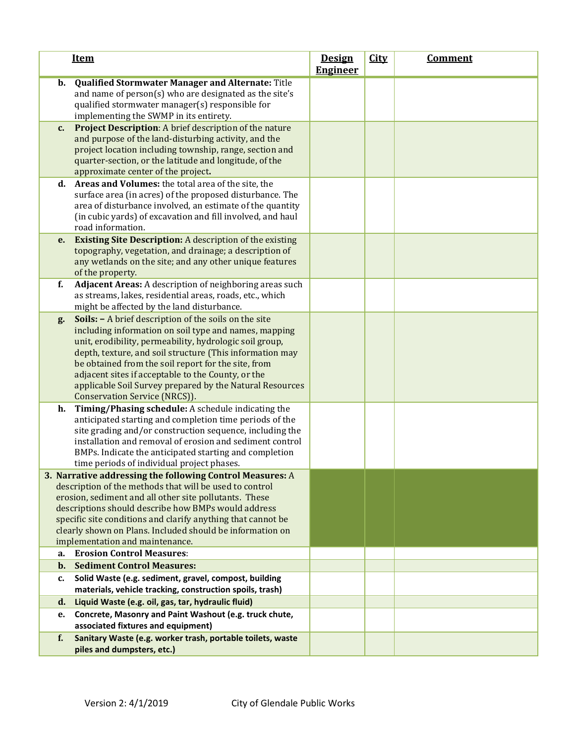| Item | Design Engineer | City | Comment |
|---|---|---|---|
| **b. Qualified Stormwater Manager and Alternate:** Title and name of person(s) who are designated as the site's qualified stormwater manager(s) responsible for implementing the SWMP in its entirety. | | | |
| **c. Project Description**: A brief description of the nature and purpose of the land-disturbing activity, and the project location including township, range, section and quarter-section, or the latitude and longitude, of the approximate center of the project. | | | |
| **d. Areas and Volumes:** the total area of the site, the surface area (in acres) of the proposed disturbance. The area of disturbance involved, an estimate of the quantity (in cubic yards) of excavation and fill involved, and haul road information. | | | |
| **e. Existing Site Description:** A description of the existing topography, vegetation, and drainage; a description of any wetlands on the site; and any other unique features of the property. | | | |
| **f. Adjacent Areas:** A description of neighboring areas such as streams, lakes, residential areas, roads, etc., which might be affected by the land disturbance. | | | |
| **g. Soils: –** A brief description of the soils on the site including information on soil type and names, mapping unit, erodibility, permeability, hydrologic soil group, depth, texture, and soil structure (This information may be obtained from the soil report for the site, from adjacent sites if acceptable to the County, or the applicable Soil Survey prepared by the Natural Resources Conservation Service (NRCS)). | | | |
| **h. Timing/Phasing schedule:** A schedule indicating the anticipated starting and completion time periods of the site grading and/or construction sequence, including the installation and removal of erosion and sediment control BMPs. Indicate the anticipated starting and completion time periods of individual project phases. | | | |
| **3. Narrative addressing the following Control Measures:** A description of the methods that will be used to control erosion, sediment and all other site pollutants. These descriptions should describe how BMPs would address specific site conditions and clarify anything that cannot be clearly shown on Plans. Included should be information on implementation and maintenance. | | | |
| **a. Erosion Control Measures**: | | | |
| **b. Sediment Control Measures:** | | | |
| **c. Solid Waste (e.g. sediment, gravel, compost, building materials, vehicle tracking, construction spoils, trash)** | | | |
| **d. Liquid Waste (e.g. oil, gas, tar, hydraulic fluid)** | | | |
| **e. Concrete, Masonry and Paint Washout (e.g. truck chute, associated fixtures and equipment)** | | | |
| **f. Sanitary Waste (e.g. worker trash, portable toilets, waste piles and dumpsters, etc.)** | | | |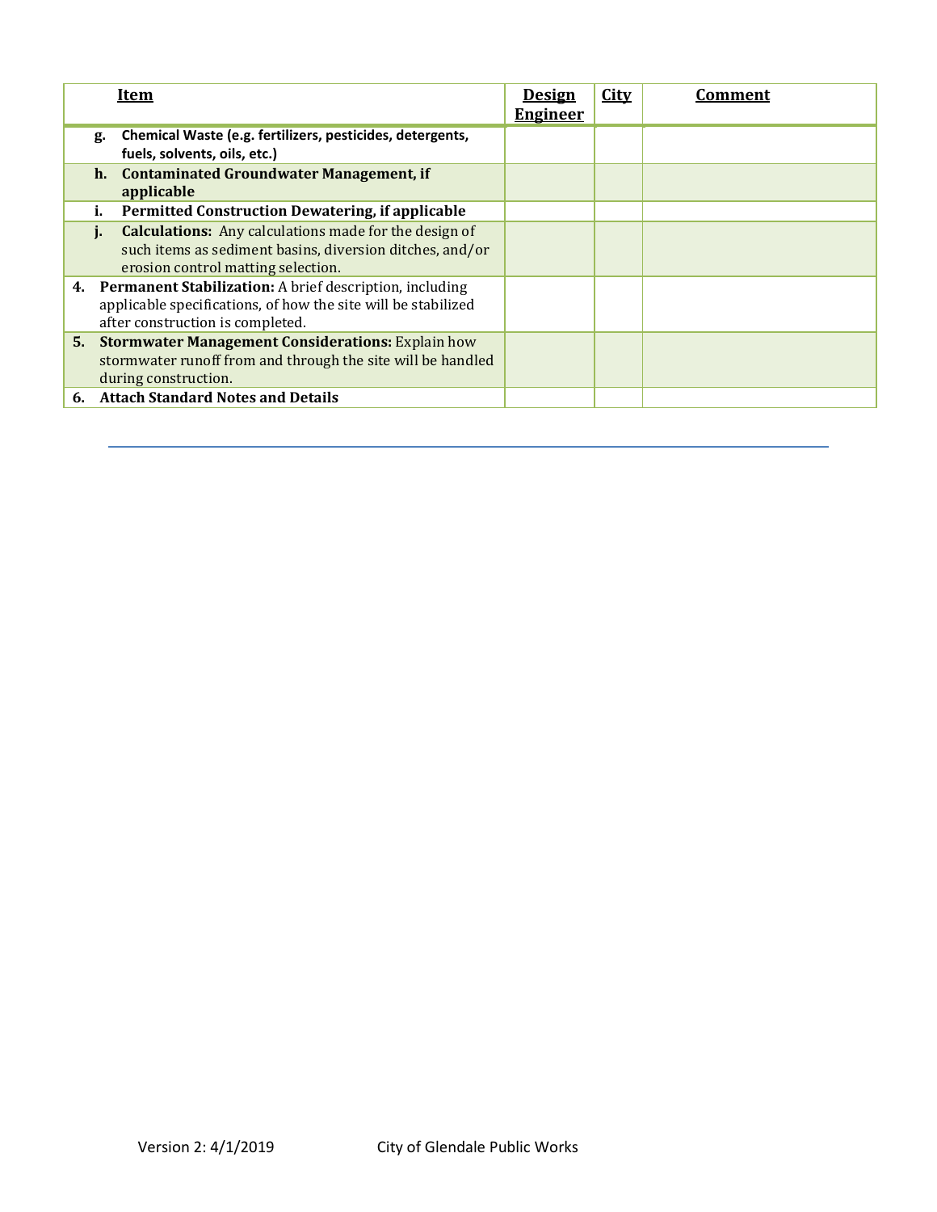| Item | Design Engineer | City | Comment |
| --- | --- | --- | --- |
| g. **Chemical Waste (e.g. fertilizers, pesticides, detergents, fuels, solvents, oils, etc.)** | | | |
| h. **Contaminated Groundwater Management, if applicable** | | | |
| i. **Permitted Construction Dewatering, if applicable** | | | |
| j. **Calculations:** Any calculations made for the design of such items as sediment basins, diversion ditches, and/or erosion control matting selection. | | | |
| 4. **Permanent Stabilization:** A brief description, including applicable specifications, of how the site will be stabilized after construction is completed. | | | |
| 5. **Stormwater Management Considerations:** Explain how stormwater runoff from and through the site will be handled during construction. | | | |
| 6. **Attach Standard Notes and Details** | | | |

---

Version 2: 4/1/2019 City of Glendale Public Works